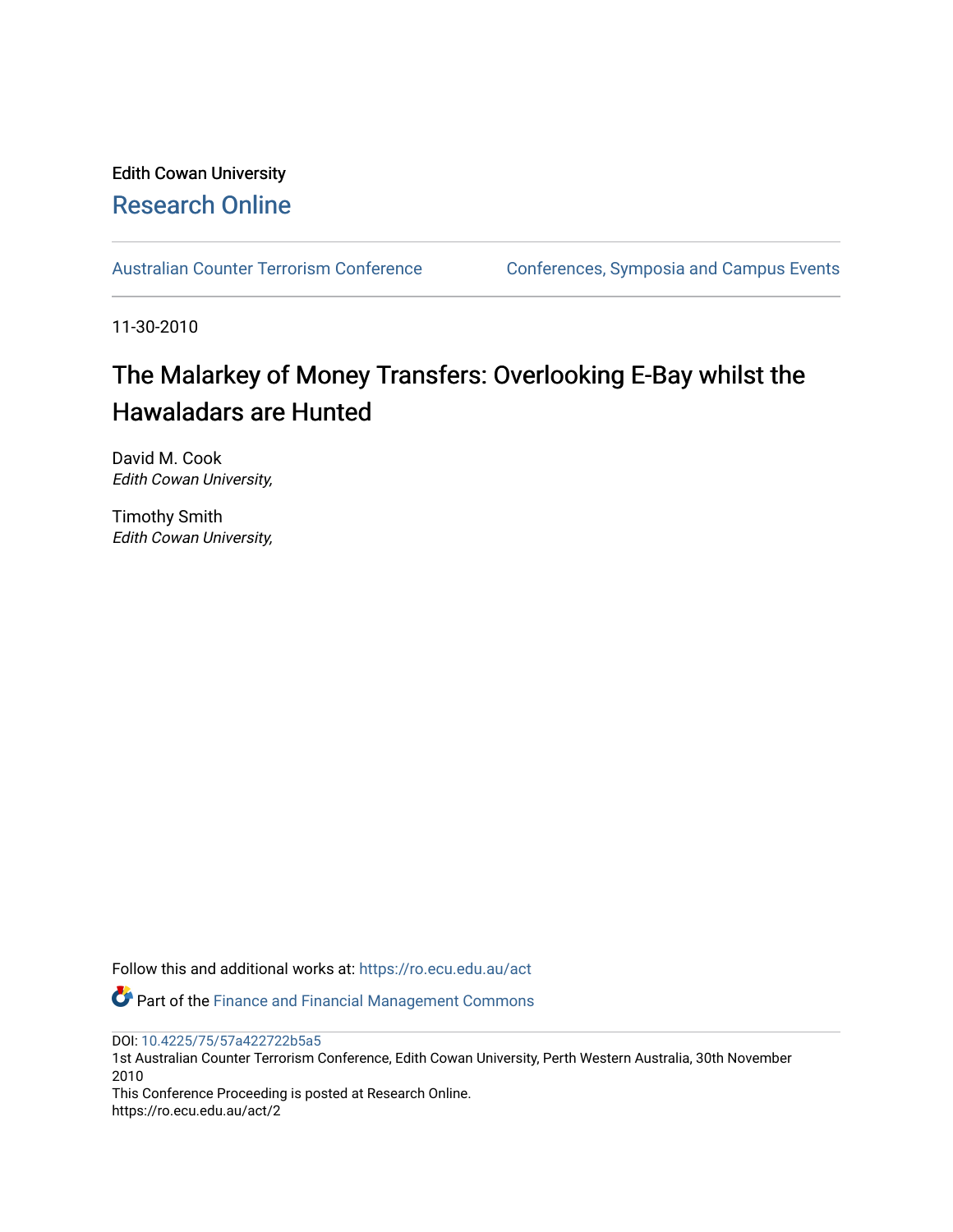Edith Cowan University

Research Online

Australian Counter Terrorism Conference

Conferences, Symposia and Campus Events

11-30-2010

# The Malarkey of Money Transfers: Overlooking E-Bay whilst the Hawaladars are Hunted

David M. Cook
*Edith Cowan University,*

Timothy Smith
*Edith Cowan University,*

Follow this and additional works at: https://ro.ecu.edu.au/act

Part of the Finance and Financial Management Commons

DOI: 10.4225/75/57a422722b5a5
1st Australian Counter Terrorism Conference, Edith Cowan University, Perth Western Australia, 30th November 2010
This Conference Proceeding is posted at Research Online.
https://ro.ecu.edu.au/act/2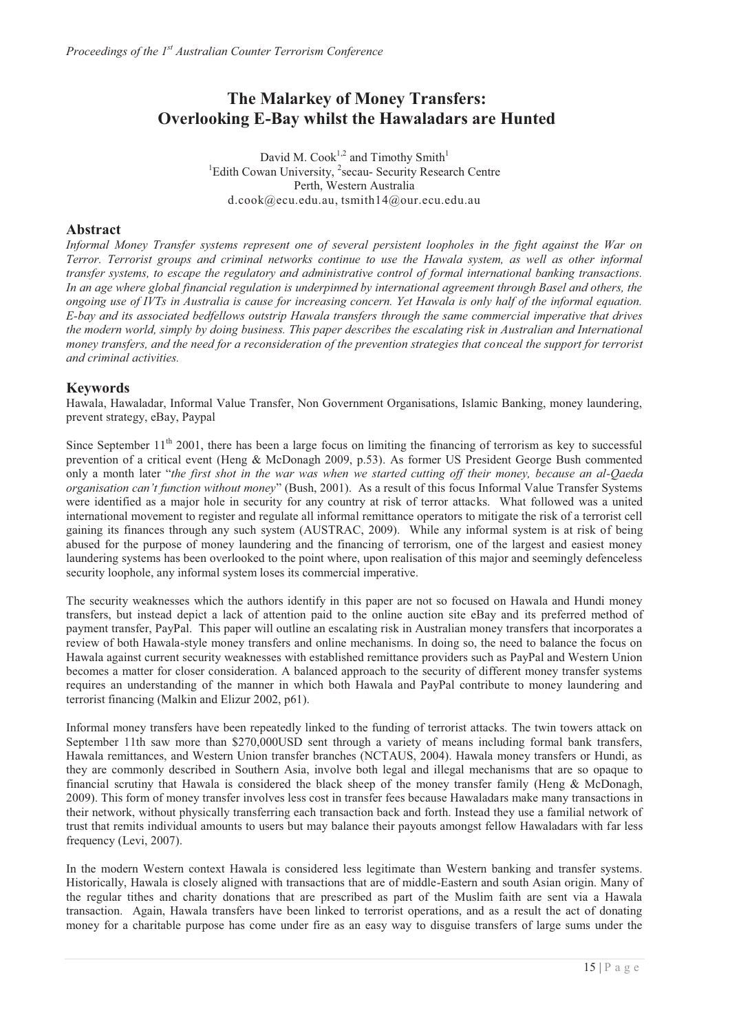# The Malarkey of Money Transfers: Overlooking E-Bay whilst the Hawaladars are Hunted

David M. Cook[1,2] and Timothy Smith[1]
[1]Edith Cowan University, [2]secau- Security Research Centre
Perth, Western Australia
d.cook@ecu.edu.au, tsmith14@our.ecu.edu.au

## Abstract

*Informal Money Transfer systems represent one of several persistent loopholes in the fight against the War on Terror. Terrorist groups and criminal networks continue to use the Hawala system, as well as other informal transfer systems, to escape the regulatory and administrative control of formal international banking transactions. In an age where global financial regulation is underpinned by international agreement through Basel and others, the ongoing use of IVTs in Australia is cause for increasing concern. Yet Hawala is only half of the informal equation. E-bay and its associated bedfellows outstrip Hawala transfers through the same commercial imperative that drives the modern world, simply by doing business. This paper describes the escalating risk in Australian and International money transfers, and the need for a reconsideration of the prevention strategies that conceal the support for terrorist and criminal activities.*

## Keywords

Hawala, Hawaladar, Informal Value Transfer, Non Government Organisations, Islamic Banking, money laundering, prevent strategy, eBay, Paypal

Since September 11th 2001, there has been a large focus on limiting the financing of terrorism as key to successful prevention of a critical event (Heng & McDonagh 2009, p.53). As former US President George Bush commented only a month later "*the first shot in the war was when we started cutting off their money, because an al-Qaeda organisation can't function without money*" (Bush, 2001). As a result of this focus Informal Value Transfer Systems were identified as a major hole in security for any country at risk of terror attacks. What followed was a united international movement to register and regulate all informal remittance operators to mitigate the risk of a terrorist cell gaining its finances through any such system (AUSTRAC, 2009). While any informal system is at risk of being abused for the purpose of money laundering and the financing of terrorism, one of the largest and easiest money laundering systems has been overlooked to the point where, upon realisation of this major and seemingly defenceless security loophole, any informal system loses its commercial imperative.

The security weaknesses which the authors identify in this paper are not so focused on Hawala and Hundi money transfers, but instead depict a lack of attention paid to the online auction site eBay and its preferred method of payment transfer, PayPal. This paper will outline an escalating risk in Australian money transfers that incorporates a review of both Hawala-style money transfers and online mechanisms. In doing so, the need to balance the focus on Hawala against current security weaknesses with established remittance providers such as PayPal and Western Union becomes a matter for closer consideration. A balanced approach to the security of different money transfer systems requires an understanding of the manner in which both Hawala and PayPal contribute to money laundering and terrorist financing (Malkin and Elizur 2002, p61).

Informal money transfers have been repeatedly linked to the funding of terrorist attacks. The twin towers attack on September 11th saw more than $270,000USD sent through a variety of means including formal bank transfers, Hawala remittances, and Western Union transfer branches (NCTAUS, 2004). Hawala money transfers or Hundi, as they are commonly described in Southern Asia, involve both legal and illegal mechanisms that are so opaque to financial scrutiny that Hawala is considered the black sheep of the money transfer family (Heng & McDonagh, 2009). This form of money transfer involves less cost in transfer fees because Hawaladars make many transactions in their network, without physically transferring each transaction back and forth. Instead they use a familial network of trust that remits individual amounts to users but may balance their payouts amongst fellow Hawaladars with far less frequency (Levi, 2007).

In the modern Western context Hawala is considered less legitimate than Western banking and transfer systems. Historically, Hawala is closely aligned with transactions that are of middle-Eastern and south Asian origin. Many of the regular tithes and charity donations that are prescribed as part of the Muslim faith are sent via a Hawala transaction. Again, Hawala transfers have been linked to terrorist operations, and as a result the act of donating money for a charitable purpose has come under fire as an easy way to disguise transfers of large sums under the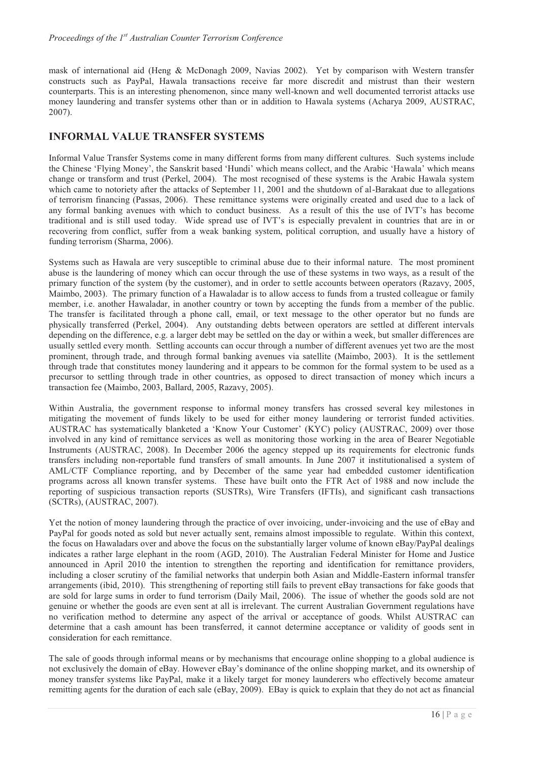mask of international aid (Heng & McDonagh 2009, Navias 2002). Yet by comparison with Western transfer constructs such as PayPal, Hawala transactions receive far more discredit and mistrust than their western counterparts. This is an interesting phenomenon, since many well-known and well documented terrorist attacks use money laundering and transfer systems other than or in addition to Hawala systems (Acharya 2009, AUSTRAC, 2007).

## INFORMAL VALUE TRANSFER SYSTEMS

Informal Value Transfer Systems come in many different forms from many different cultures. Such systems include the Chinese 'Flying Money', the Sanskrit based 'Hundi' which means collect, and the Arabic 'Hawala' which means change or transform and trust (Perkel, 2004). The most recognised of these systems is the Arabic Hawala system which came to notoriety after the attacks of September 11, 2001 and the shutdown of al-Barakaat due to allegations of terrorism financing (Passas, 2006). These remittance systems were originally created and used due to a lack of any formal banking avenues with which to conduct business. As a result of this the use of IVT's has become traditional and is still used today. Wide spread use of IVT's is especially prevalent in countries that are in or recovering from conflict, suffer from a weak banking system, political corruption, and usually have a history of funding terrorism (Sharma, 2006).

Systems such as Hawala are very susceptible to criminal abuse due to their informal nature. The most prominent abuse is the laundering of money which can occur through the use of these systems in two ways, as a result of the primary function of the system (by the customer), and in order to settle accounts between operators (Razavy, 2005, Maimbo, 2003). The primary function of a Hawaladar is to allow access to funds from a trusted colleague or family member, i.e. another Hawaladar, in another country or town by accepting the funds from a member of the public. The transfer is facilitated through a phone call, email, or text message to the other operator but no funds are physically transferred (Perkel, 2004). Any outstanding debts between operators are settled at different intervals depending on the difference, e.g. a larger debt may be settled on the day or within a week, but smaller differences are usually settled every month. Settling accounts can occur through a number of different avenues yet two are the most prominent, through trade, and through formal banking avenues via satellite (Maimbo, 2003). It is the settlement through trade that constitutes money laundering and it appears to be common for the formal system to be used as a precursor to settling through trade in other countries, as opposed to direct transaction of money which incurs a transaction fee (Maimbo, 2003, Ballard, 2005, Razavy, 2005).

Within Australia, the government response to informal money transfers has crossed several key milestones in mitigating the movement of funds likely to be used for either money laundering or terrorist funded activities. AUSTRAC has systematically blanketed a 'Know Your Customer' (KYC) policy (AUSTRAC, 2009) over those involved in any kind of remittance services as well as monitoring those working in the area of Bearer Negotiable Instruments (AUSTRAC, 2008). In December 2006 the agency stepped up its requirements for electronic funds transfers including non-reportable fund transfers of small amounts. In June 2007 it institutionalised a system of AML/CTF Compliance reporting, and by December of the same year had embedded customer identification programs across all known transfer systems. These have built onto the FTR Act of 1988 and now include the reporting of suspicious transaction reports (SUSTRs), Wire Transfers (IFTIs), and significant cash transactions (SCTRs), (AUSTRAC, 2007).

Yet the notion of money laundering through the practice of over invoicing, under-invoicing and the use of eBay and PayPal for goods noted as sold but never actually sent, remains almost impossible to regulate. Within this context, the focus on Hawaladars over and above the focus on the substantially larger volume of known eBay/PayPal dealings indicates a rather large elephant in the room (AGD, 2010). The Australian Federal Minister for Home and Justice announced in April 2010 the intention to strengthen the reporting and identification for remittance providers, including a closer scrutiny of the familial networks that underpin both Asian and Middle-Eastern informal transfer arrangements (ibid, 2010). This strengthening of reporting still fails to prevent eBay transactions for fake goods that are sold for large sums in order to fund terrorism (Daily Mail, 2006). The issue of whether the goods sold are not genuine or whether the goods are even sent at all is irrelevant. The current Australian Government regulations have no verification method to determine any aspect of the arrival or acceptance of goods. Whilst AUSTRAC can determine that a cash amount has been transferred, it cannot determine acceptance or validity of goods sent in consideration for each remittance.

The sale of goods through informal means or by mechanisms that encourage online shopping to a global audience is not exclusively the domain of eBay. However eBay's dominance of the online shopping market, and its ownership of money transfer systems like PayPal, make it a likely target for money launderers who effectively become amateur remitting agents for the duration of each sale (eBay, 2009). EBay is quick to explain that they do not act as financial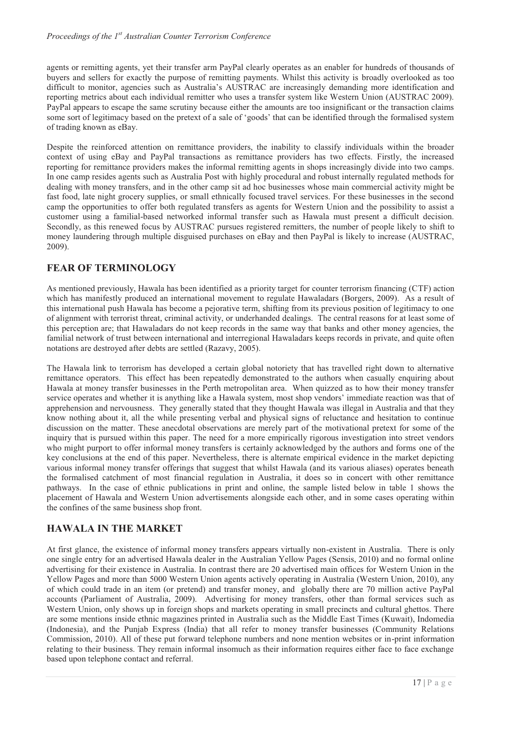agents or remitting agents, yet their transfer arm PayPal clearly operates as an enabler for hundreds of thousands of buyers and sellers for exactly the purpose of remitting payments. Whilst this activity is broadly overlooked as too difficult to monitor, agencies such as Australia's AUSTRAC are increasingly demanding more identification and reporting metrics about each individual remitter who uses a transfer system like Western Union (AUSTRAC 2009). PayPal appears to escape the same scrutiny because either the amounts are too insignificant or the transaction claims some sort of legitimacy based on the pretext of a sale of 'goods' that can be identified through the formalised system of trading known as eBay.

Despite the reinforced attention on remittance providers, the inability to classify individuals within the broader context of using eBay and PayPal transactions as remittance providers has two effects. Firstly, the increased reporting for remittance providers makes the informal remitting agents in shops increasingly divide into two camps. In one camp resides agents such as Australia Post with highly procedural and robust internally regulated methods for dealing with money transfers, and in the other camp sit ad hoc businesses whose main commercial activity might be fast food, late night grocery supplies, or small ethnically focused travel services. For these businesses in the second camp the opportunities to offer both regulated transfers as agents for Western Union and the possibility to assist a customer using a familial-based networked informal transfer such as Hawala must present a difficult decision. Secondly, as this renewed focus by AUSTRAC pursues registered remitters, the number of people likely to shift to money laundering through multiple disguised purchases on eBay and then PayPal is likely to increase (AUSTRAC, 2009).

## FEAR OF TERMINOLOGY

As mentioned previously, Hawala has been identified as a priority target for counter terrorism financing (CTF) action which has manifestly produced an international movement to regulate Hawaladars (Borgers, 2009). As a result of this international push Hawala has become a pejorative term, shifting from its previous position of legitimacy to one of alignment with terrorist threat, criminal activity, or underhanded dealings. The central reasons for at least some of this perception are; that Hawaladars do not keep records in the same way that banks and other money agencies, the familial network of trust between international and interregional Hawaladars keeps records in private, and quite often notations are destroyed after debts are settled (Razavy, 2005).

The Hawala link to terrorism has developed a certain global notoriety that has travelled right down to alternative remittance operators. This effect has been repeatedly demonstrated to the authors when casually enquiring about Hawala at money transfer businesses in the Perth metropolitan area. When quizzed as to how their money transfer service operates and whether it is anything like a Hawala system, most shop vendors' immediate reaction was that of apprehension and nervousness. They generally stated that they thought Hawala was illegal in Australia and that they know nothing about it, all the while presenting verbal and physical signs of reluctance and hesitation to continue discussion on the matter. These anecdotal observations are merely part of the motivational pretext for some of the inquiry that is pursued within this paper. The need for a more empirically rigorous investigation into street vendors who might purport to offer informal money transfers is certainly acknowledged by the authors and forms one of the key conclusions at the end of this paper. Nevertheless, there is alternate empirical evidence in the market depicting various informal money transfer offerings that suggest that whilst Hawala (and its various aliases) operates beneath the formalised catchment of most financial regulation in Australia, it does so in concert with other remittance pathways. In the case of ethnic publications in print and online, the sample listed below in table 1 shows the placement of Hawala and Western Union advertisements alongside each other, and in some cases operating within the confines of the same business shop front.

## HAWALA IN THE MARKET

At first glance, the existence of informal money transfers appears virtually non-existent in Australia. There is only one single entry for an advertised Hawala dealer in the Australian Yellow Pages (Sensis, 2010) and no formal online advertising for their existence in Australia. In contrast there are 20 advertised main offices for Western Union in the Yellow Pages and more than 5000 Western Union agents actively operating in Australia (Western Union, 2010), any of which could trade in an item (or pretend) and transfer money, and globally there are 70 million active PayPal accounts (Parliament of Australia, 2009). Advertising for money transfers, other than formal services such as Western Union, only shows up in foreign shops and markets operating in small precincts and cultural ghettos. There are some mentions inside ethnic magazines printed in Australia such as the Middle East Times (Kuwait), Indomedia (Indonesia), and the Punjab Express (India) that all refer to money transfer businesses (Community Relations Commission, 2010). All of these put forward telephone numbers and none mention websites or in-print information relating to their business. They remain informal insomuch as their information requires either face to face exchange based upon telephone contact and referral.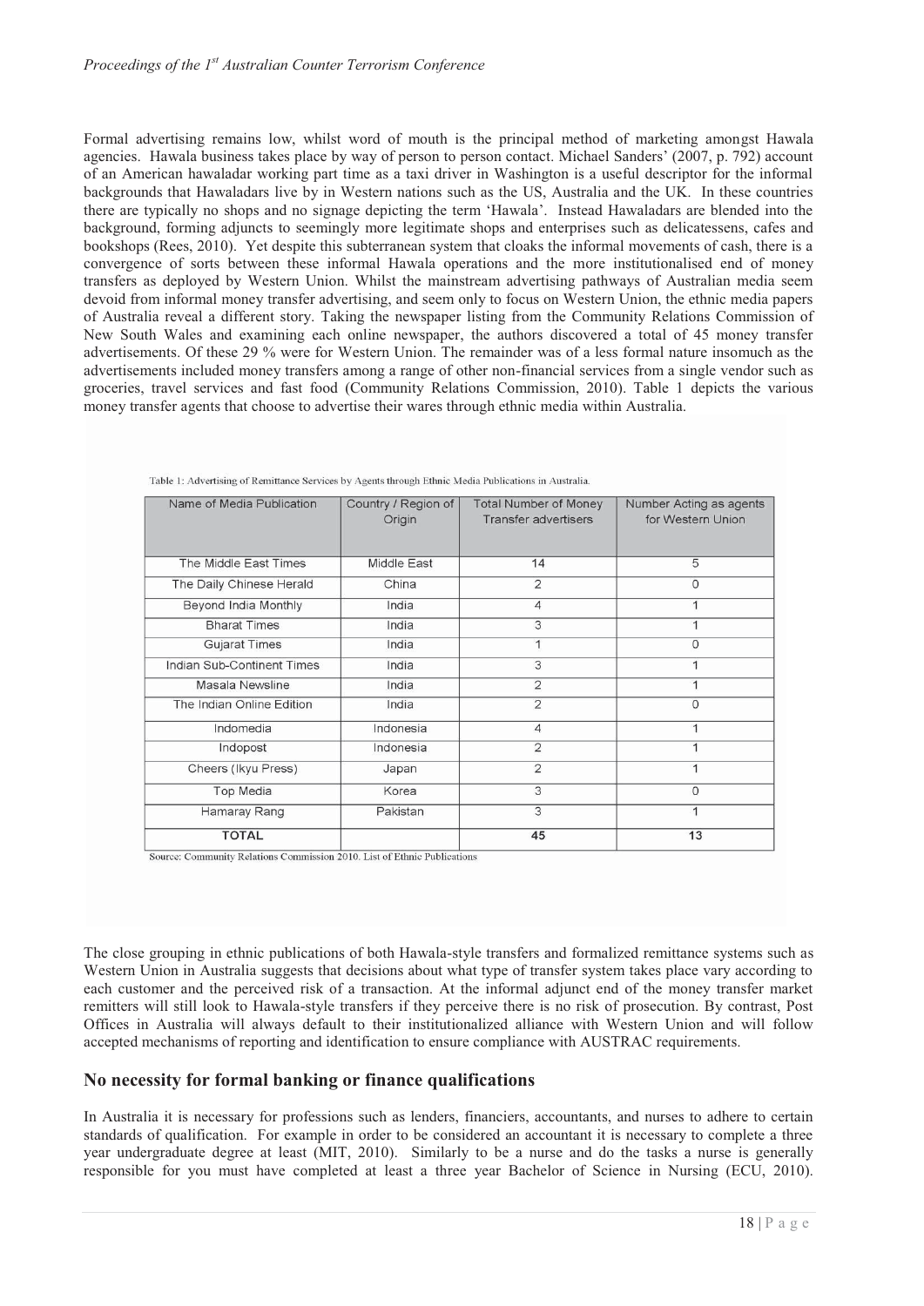Formal advertising remains low, whilst word of mouth is the principal method of marketing amongst Hawala agencies. Hawala business takes place by way of person to person contact. Michael Sanders' (2007, p. 792) account of an American hawaladar working part time as a taxi driver in Washington is a useful descriptor for the informal backgrounds that Hawaladars live by in Western nations such as the US, Australia and the UK. In these countries there are typically no shops and no signage depicting the term 'Hawala'. Instead Hawaladars are blended into the background, forming adjuncts to seemingly more legitimate shops and enterprises such as delicatessens, cafes and bookshops (Rees, 2010). Yet despite this subterranean system that cloaks the informal movements of cash, there is a convergence of sorts between these informal Hawala operations and the more institutionalised end of money transfers as deployed by Western Union. Whilst the mainstream advertising pathways of Australian media seem devoid from informal money transfer advertising, and seem only to focus on Western Union, the ethnic media papers of Australia reveal a different story. Taking the newspaper listing from the Community Relations Commission of New South Wales and examining each online newspaper, the authors discovered a total of 45 money transfer advertisements. Of these 29 % were for Western Union. The remainder was of a less formal nature insomuch as the advertisements included money transfers among a range of other non-financial services from a single vendor such as groceries, travel services and fast food (Community Relations Commission, 2010). Table 1 depicts the various money transfer agents that choose to advertise their wares through ethnic media within Australia.

Table 1: Advertising of Remittance Services by Agents through Ethnic Media Publications in Australia.

| Name of Media Publication | Country / Region of Origin | Total Number of Money Transfer advertisers | Number Acting as agents for Western Union |
|---|---|---|---|
| The Middle East Times | Middle East | 14 | 5 |
| The Daily Chinese Herald | China | 2 | 0 |
| Beyond India Monthly | India | 4 | 1 |
| Bharat Times | India | 3 | 1 |
| Gujarat Times | India | 1 | 0 |
| Indian Sub-Continent Times | India | 3 | 1 |
| Masala Newsline | India | 2 | 1 |
| The Indian Online Edition | India | 2 | 0 |
| Indomedia | Indonesia | 4 | 1 |
| Indopost | Indonesia | 2 | 1 |
| Cheers (Ikyu Press) | Japan | 2 | 1 |
| Top Media | Korea | 3 | 0 |
| Hamaray Rang | Pakistan | 3 | 1 |
| **TOTAL** | | **45** | **13** |

Source: Community Relations Commission 2010. List of Ethnic Publications

The close grouping in ethnic publications of both Hawala-style transfers and formalized remittance systems such as Western Union in Australia suggests that decisions about what type of transfer system takes place vary according to each customer and the perceived risk of a transaction. At the informal adjunct end of the money transfer market remitters will still look to Hawala-style transfers if they perceive there is no risk of prosecution. By contrast, Post Offices in Australia will always default to their institutionalized alliance with Western Union and will follow accepted mechanisms of reporting and identification to ensure compliance with AUSTRAC requirements.

## No necessity for formal banking or finance qualifications

In Australia it is necessary for professions such as lenders, financiers, accountants, and nurses to adhere to certain standards of qualification. For example in order to be considered an accountant it is necessary to complete a three year undergraduate degree at least (MIT, 2010). Similarly to be a nurse and do the tasks a nurse is generally responsible for you must have completed at least a three year Bachelor of Science in Nursing (ECU, 2010).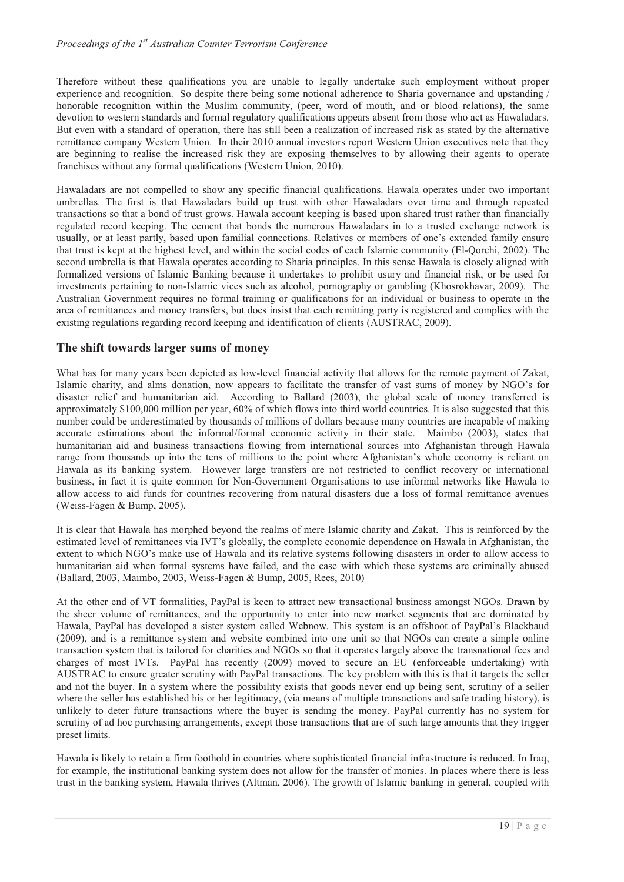Therefore without these qualifications you are unable to legally undertake such employment without proper experience and recognition. So despite there being some notional adherence to Sharia governance and upstanding / honorable recognition within the Muslim community, (peer, word of mouth, and or blood relations), the same devotion to western standards and formal regulatory qualifications appears absent from those who act as Hawaladars. But even with a standard of operation, there has still been a realization of increased risk as stated by the alternative remittance company Western Union. In their 2010 annual investors report Western Union executives note that they are beginning to realise the increased risk they are exposing themselves to by allowing their agents to operate franchises without any formal qualifications (Western Union, 2010).

Hawaladars are not compelled to show any specific financial qualifications. Hawala operates under two important umbrellas. The first is that Hawaladars build up trust with other Hawaladars over time and through repeated transactions so that a bond of trust grows. Hawala account keeping is based upon shared trust rather than financially regulated record keeping. The cement that bonds the numerous Hawaladars in to a trusted exchange network is usually, or at least partly, based upon familial connections. Relatives or members of one's extended family ensure that trust is kept at the highest level, and within the social codes of each Islamic community (El-Qorchi, 2002). The second umbrella is that Hawala operates according to Sharia principles. In this sense Hawala is closely aligned with formalized versions of Islamic Banking because it undertakes to prohibit usury and financial risk, or be used for investments pertaining to non-Islamic vices such as alcohol, pornography or gambling (Khosrokhavar, 2009). The Australian Government requires no formal training or qualifications for an individual or business to operate in the area of remittances and money transfers, but does insist that each remitting party is registered and complies with the existing regulations regarding record keeping and identification of clients (AUSTRAC, 2009).

## The shift towards larger sums of money

What has for many years been depicted as low-level financial activity that allows for the remote payment of Zakat, Islamic charity, and alms donation, now appears to facilitate the transfer of vast sums of money by NGO's for disaster relief and humanitarian aid. According to Ballard (2003), the global scale of money transferred is approximately \$100,000 million per year, 60% of which flows into third world countries. It is also suggested that this number could be underestimated by thousands of millions of dollars because many countries are incapable of making accurate estimations about the informal/formal economic activity in their state. Maimbo (2003), states that humanitarian aid and business transactions flowing from international sources into Afghanistan through Hawala range from thousands up into the tens of millions to the point where Afghanistan's whole economy is reliant on Hawala as its banking system. However large transfers are not restricted to conflict recovery or international business, in fact it is quite common for Non-Government Organisations to use informal networks like Hawala to allow access to aid funds for countries recovering from natural disasters due a loss of formal remittance avenues (Weiss-Fagen & Bump, 2005).

It is clear that Hawala has morphed beyond the realms of mere Islamic charity and Zakat. This is reinforced by the estimated level of remittances via IVT's globally, the complete economic dependence on Hawala in Afghanistan, the extent to which NGO's make use of Hawala and its relative systems following disasters in order to allow access to humanitarian aid when formal systems have failed, and the ease with which these systems are criminally abused (Ballard, 2003, Maimbo, 2003, Weiss-Fagen & Bump, 2005, Rees, 2010)

At the other end of VT formalities, PayPal is keen to attract new transactional business amongst NGOs. Drawn by the sheer volume of remittances, and the opportunity to enter into new market segments that are dominated by Hawala, PayPal has developed a sister system called Webnow. This system is an offshoot of PayPal's Blackbaud (2009), and is a remittance system and website combined into one unit so that NGOs can create a simple online transaction system that is tailored for charities and NGOs so that it operates largely above the transnational fees and charges of most IVTs. PayPal has recently (2009) moved to secure an EU (enforceable undertaking) with AUSTRAC to ensure greater scrutiny with PayPal transactions. The key problem with this is that it targets the seller and not the buyer. In a system where the possibility exists that goods never end up being sent, scrutiny of a seller where the seller has established his or her legitimacy, (via means of multiple transactions and safe trading history), is unlikely to deter future transactions where the buyer is sending the money. PayPal currently has no system for scrutiny of ad hoc purchasing arrangements, except those transactions that are of such large amounts that they trigger preset limits.

Hawala is likely to retain a firm foothold in countries where sophisticated financial infrastructure is reduced. In Iraq, for example, the institutional banking system does not allow for the transfer of monies. In places where there is less trust in the banking system, Hawala thrives (Altman, 2006). The growth of Islamic banking in general, coupled with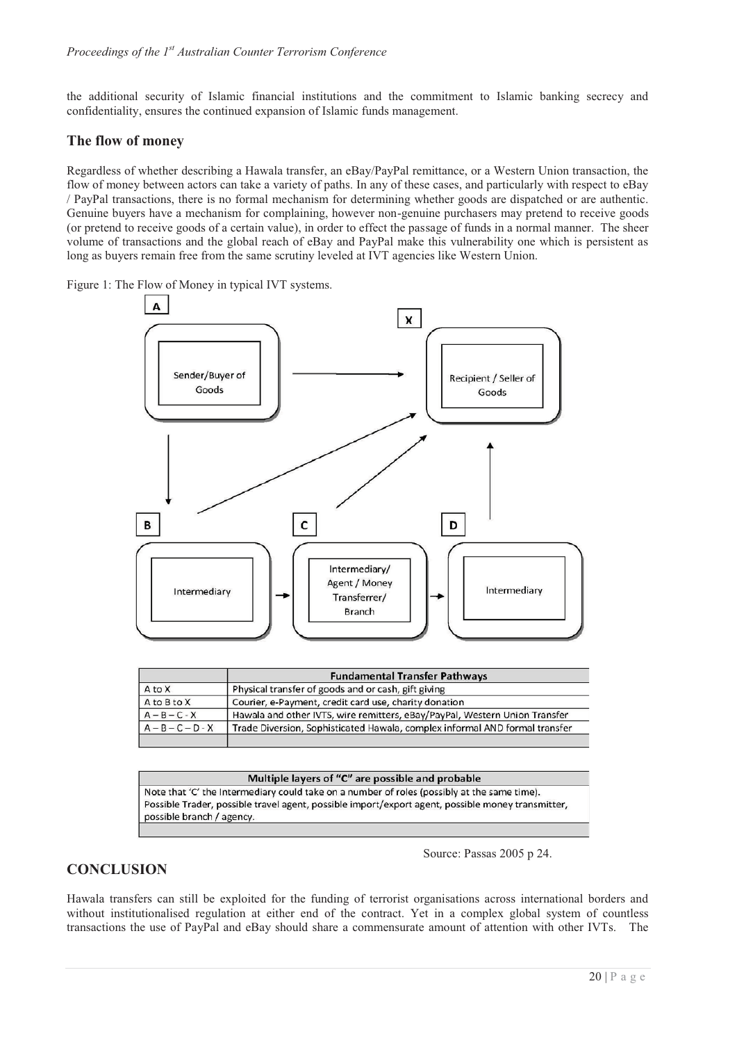the additional security of Islamic financial institutions and the commitment to Islamic banking secrecy and confidentiality, ensures the continued expansion of Islamic funds management.

## The flow of money

Regardless of whether describing a Hawala transfer, an eBay/PayPal remittance, or a Western Union transaction, the flow of money between actors can take a variety of paths. In any of these cases, and particularly with respect to eBay / PayPal transactions, there is no formal mechanism for determining whether goods are dispatched or are authentic. Genuine buyers have a mechanism for complaining, however non-genuine purchasers may pretend to receive goods (or pretend to receive goods of a certain value), in order to effect the passage of funds in a normal manner. The sheer volume of transactions and the global reach of eBay and PayPal make this vulnerability one which is persistent as long as buyers remain free from the same scrutiny leveled at IVT agencies like Western Union.

Figure 1: The Flow of Money in typical IVT systems.

A: Sender/Buyer of Goods
X: Recipient / Seller of Goods
B: Intermediary
C: Intermediary/ Agent / Money Transferrer/ Branch
D: Intermediary

| | Fundamental Transfer Pathways |
|---|---|
| A to X | Physical transfer of goods and or cash, gift giving |
| A to B to X | Courier, e-Payment, credit card use, charity donation |
| A – B – C - X | Hawala and other IVTS, wire remitters, eBay/PayPal, Western Union Transfer |
| A – B – C – D - X | Trade Diversion, Sophisticated Hawala, complex informal AND formal transfer |

| Multiple layers of "C" are possible and probable |
|---|
| Note that 'C' the Intermediary could take on a number of roles (possibly at the same time). Possible Trader, possible travel agent, possible import/export agent, possible money transmitter, possible branch / agency. |

Source: Passas 2005 p 24.

## CONCLUSION

Hawala transfers can still be exploited for the funding of terrorist organisations across international borders and without institutionalised regulation at either end of the contract. Yet in a complex global system of countless transactions the use of PayPal and eBay should share a commensurate amount of attention with other IVTs. The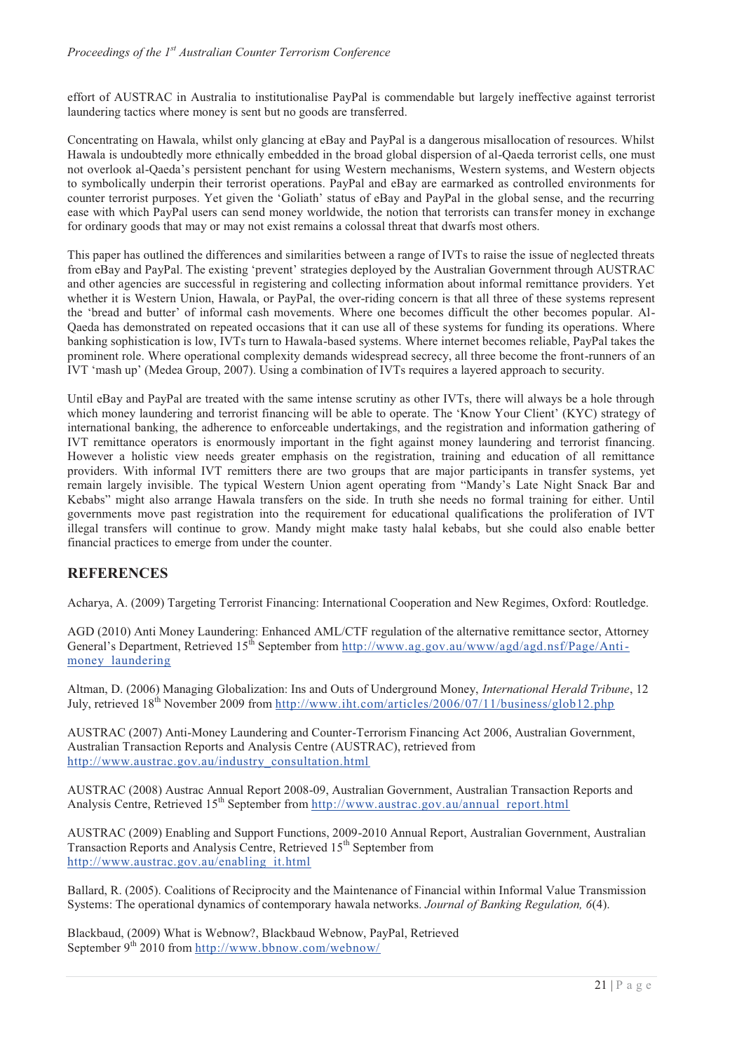effort of AUSTRAC in Australia to institutionalise PayPal is commendable but largely ineffective against terrorist laundering tactics where money is sent but no goods are transferred.

Concentrating on Hawala, whilst only glancing at eBay and PayPal is a dangerous misallocation of resources. Whilst Hawala is undoubtedly more ethnically embedded in the broad global dispersion of al-Qaeda terrorist cells, one must not overlook al-Qaeda's persistent penchant for using Western mechanisms, Western systems, and Western objects to symbolically underpin their terrorist operations. PayPal and eBay are earmarked as controlled environments for counter terrorist purposes. Yet given the 'Goliath' status of eBay and PayPal in the global sense, and the recurring ease with which PayPal users can send money worldwide, the notion that terrorists can transfer money in exchange for ordinary goods that may or may not exist remains a colossal threat that dwarfs most others.

This paper has outlined the differences and similarities between a range of IVTs to raise the issue of neglected threats from eBay and PayPal. The existing 'prevent' strategies deployed by the Australian Government through AUSTRAC and other agencies are successful in registering and collecting information about informal remittance providers. Yet whether it is Western Union, Hawala, or PayPal, the over-riding concern is that all three of these systems represent the 'bread and butter' of informal cash movements. Where one becomes difficult the other becomes popular. Al-Qaeda has demonstrated on repeated occasions that it can use all of these systems for funding its operations. Where banking sophistication is low, IVTs turn to Hawala-based systems. Where internet becomes reliable, PayPal takes the prominent role. Where operational complexity demands widespread secrecy, all three become the front-runners of an IVT 'mash up' (Medea Group, 2007). Using a combination of IVTs requires a layered approach to security.

Until eBay and PayPal are treated with the same intense scrutiny as other IVTs, there will always be a hole through which money laundering and terrorist financing will be able to operate. The 'Know Your Client' (KYC) strategy of international banking, the adherence to enforceable undertakings, and the registration and information gathering of IVT remittance operators is enormously important in the fight against money laundering and terrorist financing. However a holistic view needs greater emphasis on the registration, training and education of all remittance providers. With informal IVT remitters there are two groups that are major participants in transfer systems, yet remain largely invisible. The typical Western Union agent operating from "Mandy's Late Night Snack Bar and Kebabs" might also arrange Hawala transfers on the side. In truth she needs no formal training for either. Until governments move past registration into the requirement for educational qualifications the proliferation of IVT illegal transfers will continue to grow. Mandy might make tasty halal kebabs, but she could also enable better financial practices to emerge from under the counter.

## REFERENCES

Acharya, A. (2009) Targeting Terrorist Financing: International Cooperation and New Regimes, Oxford: Routledge.

AGD (2010) Anti Money Laundering: Enhanced AML/CTF regulation of the alternative remittance sector, Attorney General's Department, Retrieved 15th September from http://www.ag.gov.au/www/agd/agd.nsf/Page/Anti-money_laundering

Altman, D. (2006) Managing Globalization: Ins and Outs of Underground Money, *International Herald Tribune*, 12 July, retrieved 18th November 2009 from http://www.iht.com/articles/2006/07/11/business/glob12.php

AUSTRAC (2007) Anti-Money Laundering and Counter-Terrorism Financing Act 2006, Australian Government, Australian Transaction Reports and Analysis Centre (AUSTRAC), retrieved from http://www.austrac.gov.au/industry_consultation.html

AUSTRAC (2008) Austrac Annual Report 2008-09, Australian Government, Australian Transaction Reports and Analysis Centre, Retrieved 15th September from http://www.austrac.gov.au/annual_report.html

AUSTRAC (2009) Enabling and Support Functions, 2009-2010 Annual Report, Australian Government, Australian Transaction Reports and Analysis Centre, Retrieved 15th September from http://www.austrac.gov.au/enabling_it.html

Ballard, R. (2005). Coalitions of Reciprocity and the Maintenance of Financial within Informal Value Transmission Systems: The operational dynamics of contemporary hawala networks. *Journal of Banking Regulation, 6*(4).

Blackbaud, (2009) What is Webnow?, Blackbaud Webnow, PayPal, Retrieved September 9th 2010 from http://www.bbnow.com/webnow/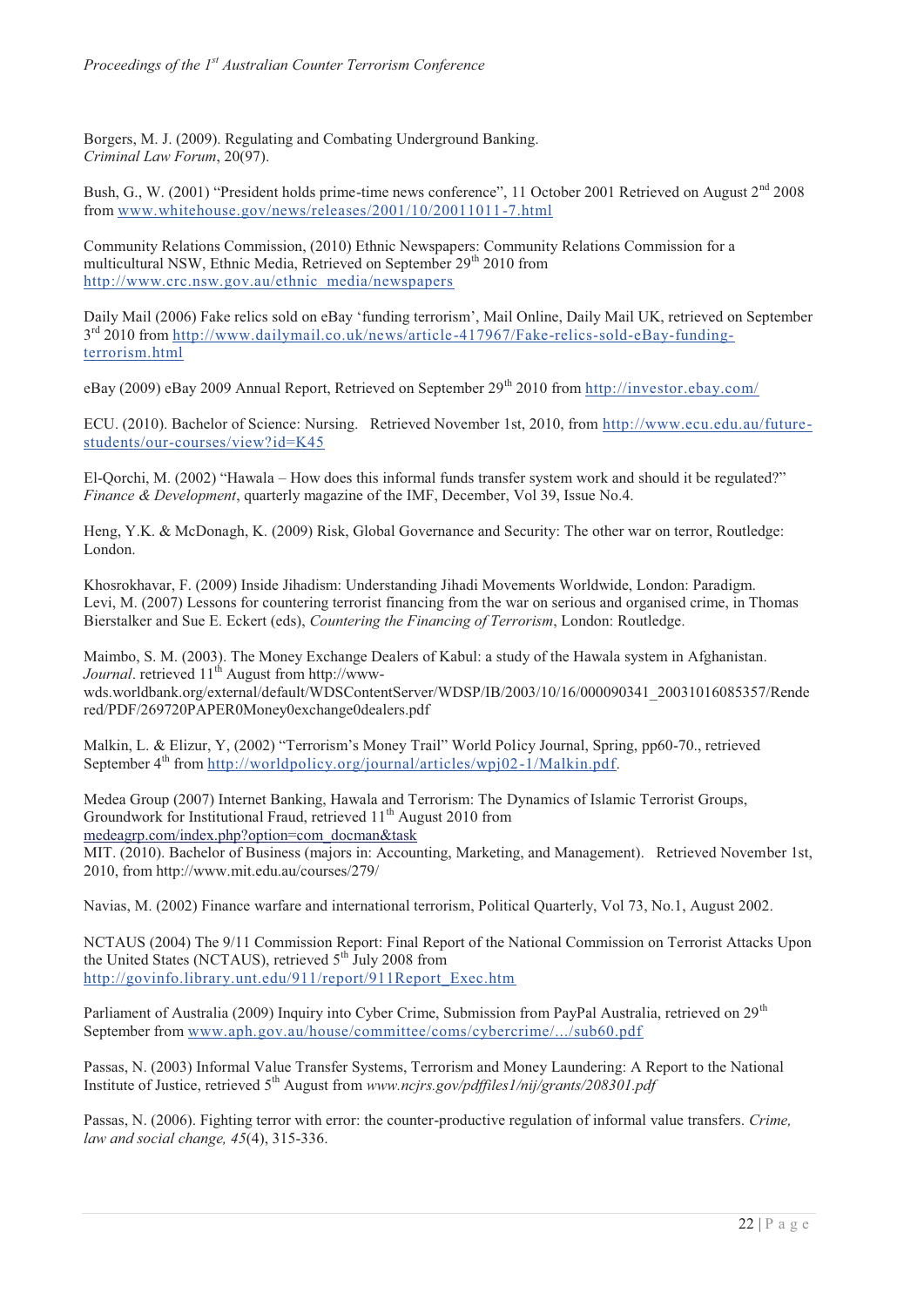Borgers, M. J. (2009). Regulating and Combating Underground Banking. *Criminal Law Forum*, 20(97).

Bush, G., W. (2001) "President holds prime-time news conference", 11 October 2001 Retrieved on August 2nd 2008 from www.whitehouse.gov/news/releases/2001/10/20011011-7.html

Community Relations Commission, (2010) Ethnic Newspapers: Community Relations Commission for a multicultural NSW, Ethnic Media, Retrieved on September 29th 2010 from http://www.crc.nsw.gov.au/ethnic_media/newspapers

Daily Mail (2006) Fake relics sold on eBay 'funding terrorism', Mail Online, Daily Mail UK, retrieved on September 3rd 2010 from http://www.dailymail.co.uk/news/article-417967/Fake-relics-sold-eBay-funding-terrorism.html

eBay (2009) eBay 2009 Annual Report, Retrieved on September 29th 2010 from http://investor.ebay.com/

ECU. (2010). Bachelor of Science: Nursing. Retrieved November 1st, 2010, from http://www.ecu.edu.au/future-students/our-courses/view?id=K45

El-Qorchi, M. (2002) "Hawala – How does this informal funds transfer system work and should it be regulated?" *Finance & Development*, quarterly magazine of the IMF, December, Vol 39, Issue No.4.

Heng, Y.K. & McDonagh, K. (2009) Risk, Global Governance and Security: The other war on terror, Routledge: London.

Khosrokhavar, F. (2009) Inside Jihadism: Understanding Jihadi Movements Worldwide, London: Paradigm.
Levi, M. (2007) Lessons for countering terrorist financing from the war on serious and organised crime, in Thomas Bierstalker and Sue E. Eckert (eds), *Countering the Financing of Terrorism*, London: Routledge.

Maimbo, S. M. (2003). The Money Exchange Dealers of Kabul: a study of the Hawala system in Afghanistan. *Journal*. retrieved 11th August from http://www-wds.worldbank.org/external/default/WDSContentServer/WDSP/IB/2003/10/16/000090341_20031016085357/Rendered/PDF/269720PAPER0Money0exchange0dealers.pdf

Malkin, L. & Elizur, Y, (2002) "Terrorism's Money Trail" World Policy Journal, Spring, pp60-70., retrieved September 4th from http://worldpolicy.org/journal/articles/wpj02-1/Malkin.pdf.

Medea Group (2007) Internet Banking, Hawala and Terrorism: The Dynamics of Islamic Terrorist Groups, Groundwork for Institutional Fraud, retrieved 11th August 2010 from medeagrp.com/index.php?option=com_docman&task
MIT. (2010). Bachelor of Business (majors in: Accounting, Marketing, and Management). Retrieved November 1st, 2010, from http://www.mit.edu.au/courses/279/

Navias, M. (2002) Finance warfare and international terrorism, Political Quarterly, Vol 73, No.1, August 2002.

NCTAUS (2004) The 9/11 Commission Report: Final Report of the National Commission on Terrorist Attacks Upon the United States (NCTAUS), retrieved 5th July 2008 from http://govinfo.library.unt.edu/911/report/911Report_Exec.htm

Parliament of Australia (2009) Inquiry into Cyber Crime, Submission from PayPal Australia, retrieved on 29th September from www.aph.gov.au/house/committee/coms/cybercrime/.../sub60.pdf

Passas, N. (2003) Informal Value Transfer Systems, Terrorism and Money Laundering: A Report to the National Institute of Justice, retrieved 5th August from *www.ncjrs.gov/pdffiles1/nij/grants/208301.pdf*

Passas, N. (2006). Fighting terror with error: the counter-productive regulation of informal value transfers. *Crime, law and social change, 45*(4), 315-336.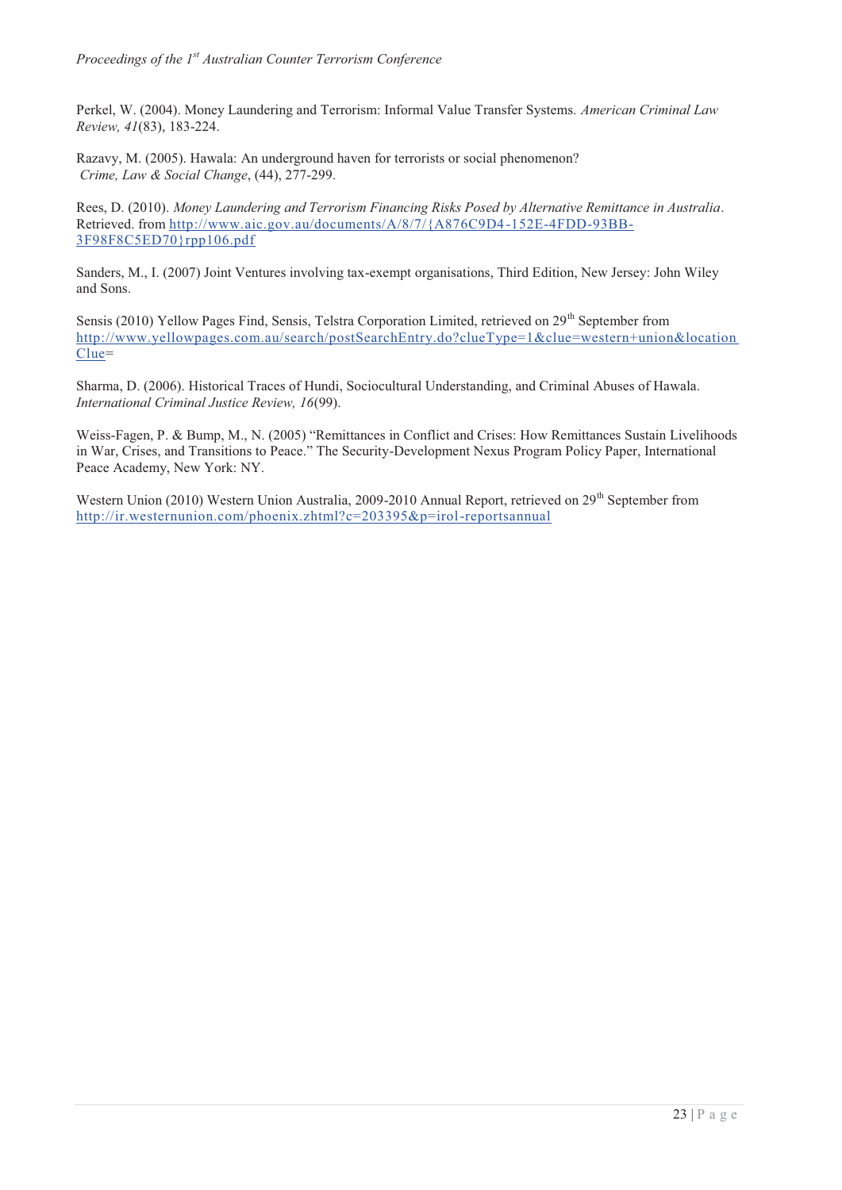Perkel, W. (2004). Money Laundering and Terrorism: Informal Value Transfer Systems. *American Criminal Law Review, 41*(83), 183-224.

Razavy, M. (2005). Hawala: An underground haven for terrorists or social phenomenon? *Crime, Law & Social Change*, (44), 277-299.

Rees, D. (2010). *Money Laundering and Terrorism Financing Risks Posed by Alternative Remittance in Australia*. Retrieved. from http://www.aic.gov.au/documents/A/8/7/{A876C9D4-152E-4FDD-93BB-3F98F8C5ED70}rpp106.pdf

Sanders, M., I. (2007) Joint Ventures involving tax-exempt organisations, Third Edition, New Jersey: John Wiley and Sons.

Sensis (2010) Yellow Pages Find, Sensis, Telstra Corporation Limited, retrieved on 29th September from http://www.yellowpages.com.au/search/postSearchEntry.do?clueType=1&clue=western+union&locationClue=

Sharma, D. (2006). Historical Traces of Hundi, Sociocultural Understanding, and Criminal Abuses of Hawala. *International Criminal Justice Review, 16*(99).

Weiss-Fagen, P. & Bump, M., N. (2005) "Remittances in Conflict and Crises: How Remittances Sustain Livelihoods in War, Crises, and Transitions to Peace." The Security-Development Nexus Program Policy Paper, International Peace Academy, New York: NY.

Western Union (2010) Western Union Australia, 2009-2010 Annual Report, retrieved on 29th September from http://ir.westernunion.com/phoenix.zhtml?c=203395&p=irol-reportsannual